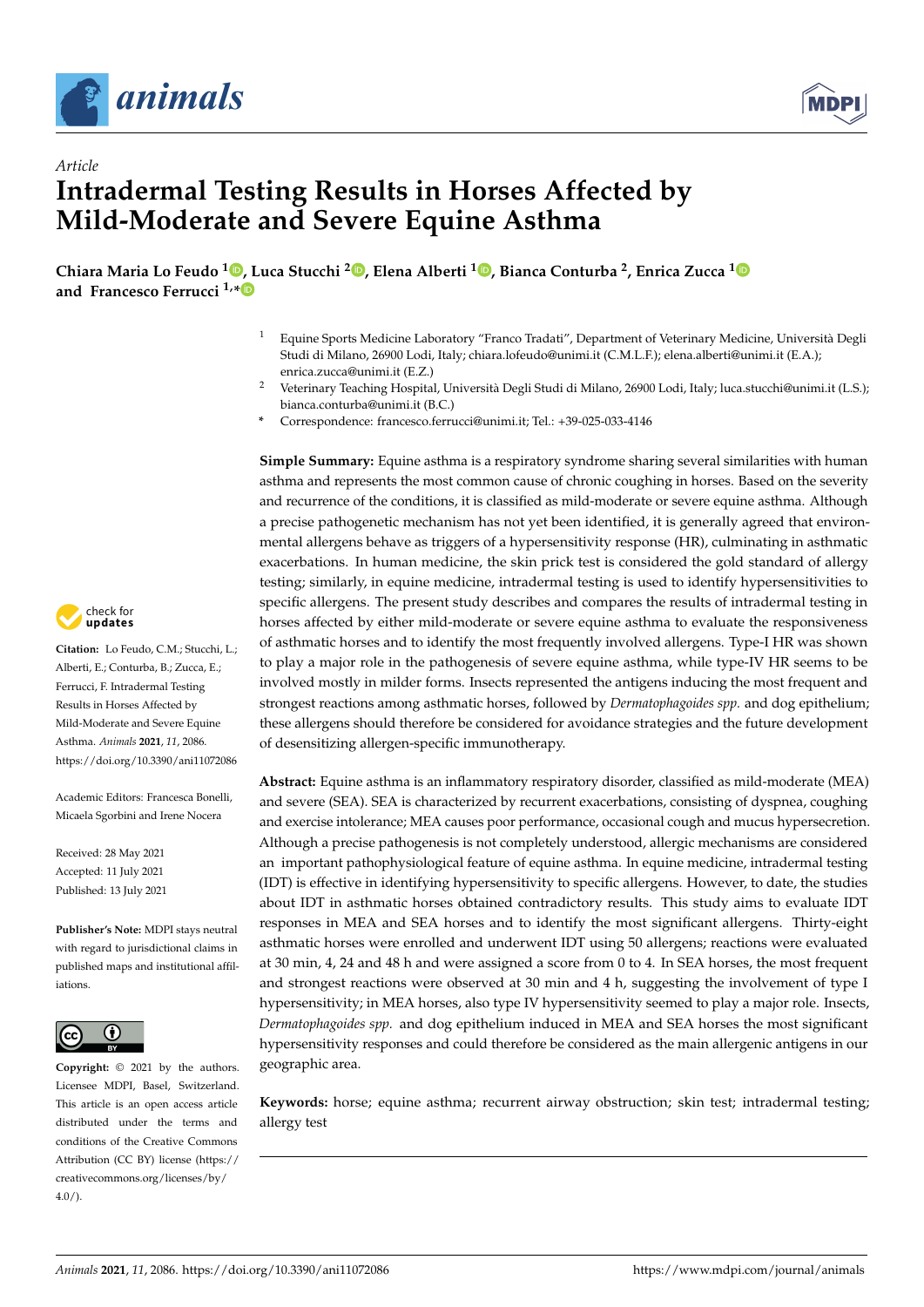*Article*

# Intradermal Testing Results in Horses Affected by Mild-Moderate and Severe Equine Asthma

**Chiara Maria Lo Feudo [1], Luca Stucchi [2], Elena Alberti [1], Bianca Conturba [2], Enrica Zucca [1] and Francesco Ferrucci [1,*]**

[1] Equine Sports Medicine Laboratory "Franco Tradati", Department of Veterinary Medicine, Università Degli Studi di Milano, 26900 Lodi, Italy; chiara.lofeudo@unimi.it (C.M.L.F.); elena.alberti@unimi.it (E.A.); enrica.zucca@unimi.it (E.Z.)

[2] Veterinary Teaching Hospital, Università Degli Studi di Milano, 26900 Lodi, Italy; luca.stucchi@unimi.it (L.S.); bianca.conturba@unimi.it (B.C.)

* Correspondence: francesco.ferrucci@unimi.it; Tel.: +39-025-033-4146

**Simple Summary:** Equine asthma is a respiratory syndrome sharing several similarities with human asthma and represents the most common cause of chronic coughing in horses. Based on the severity and recurrence of the conditions, it is classified as mild-moderate or severe equine asthma. Although a precise pathogenetic mechanism has not yet been identified, it is generally agreed that environmental allergens behave as triggers of a hypersensitivity response (HR), culminating in asthmatic exacerbations. In human medicine, the skin prick test is considered the gold standard of allergy testing; similarly, in equine medicine, intradermal testing is used to identify hypersensitivities to specific allergens. The present study describes and compares the results of intradermal testing in horses affected by either mild-moderate or severe equine asthma to evaluate the responsiveness of asthmatic horses and to identify the most frequently involved allergens. Type-I HR was shown to play a major role in the pathogenesis of severe equine asthma, while type-IV HR seems to be involved mostly in milder forms. Insects represented the antigens inducing the most frequent and strongest reactions among asthmatic horses, followed by *Dermatophagoides spp.* and dog epithelium; these allergens should therefore be considered for avoidance strategies and the future development of desensitizing allergen-specific immunotherapy.

**Abstract:** Equine asthma is an inflammatory respiratory disorder, classified as mild-moderate (MEA) and severe (SEA). SEA is characterized by recurrent exacerbations, consisting of dyspnea, coughing and exercise intolerance; MEA causes poor performance, occasional cough and mucus hypersecretion. Although a precise pathogenesis is not completely understood, allergic mechanisms are considered an important pathophysiological feature of equine asthma. In equine medicine, intradermal testing (IDT) is effective in identifying hypersensitivity to specific allergens. However, to date, the studies about IDT in asthmatic horses obtained contradictory results. This study aims to evaluate IDT responses in MEA and SEA horses and to identify the most significant allergens. Thirty-eight asthmatic horses were enrolled and underwent IDT using 50 allergens; reactions were evaluated at 30 min, 4, 24 and 48 h and were assigned a score from 0 to 4. In SEA horses, the most frequent and strongest reactions were observed at 30 min and 4 h, suggesting the involvement of type I hypersensitivity; in MEA horses, also type IV hypersensitivity seemed to play a major role. Insects, *Dermatophagoides spp.* and dog epithelium induced in MEA and SEA horses the most significant hypersensitivity responses and could therefore be considered as the main allergenic antigens in our geographic area.

**Keywords:** horse; equine asthma; recurrent airway obstruction; skin test; intradermal testing; allergy test

**Citation:** Lo Feudo, C.M.; Stucchi, L.; Alberti, E.; Conturba, B.; Zucca, E.; Ferrucci, F. Intradermal Testing Results in Horses Affected by Mild-Moderate and Severe Equine Asthma. *Animals* **2021**, *11*, 2086. https://doi.org/10.3390/ani11072086

Academic Editors: Francesca Bonelli, Micaela Sgorbini and Irene Nocera

Received: 28 May 2021
Accepted: 11 July 2021
Published: 13 July 2021

**Publisher's Note:** MDPI stays neutral with regard to jurisdictional claims in published maps and institutional affiliations.

**Copyright:** © 2021 by the authors. Licensee MDPI, Basel, Switzerland. This article is an open access article distributed under the terms and conditions of the Creative Commons Attribution (CC BY) license (https://creativecommons.org/licenses/by/4.0/).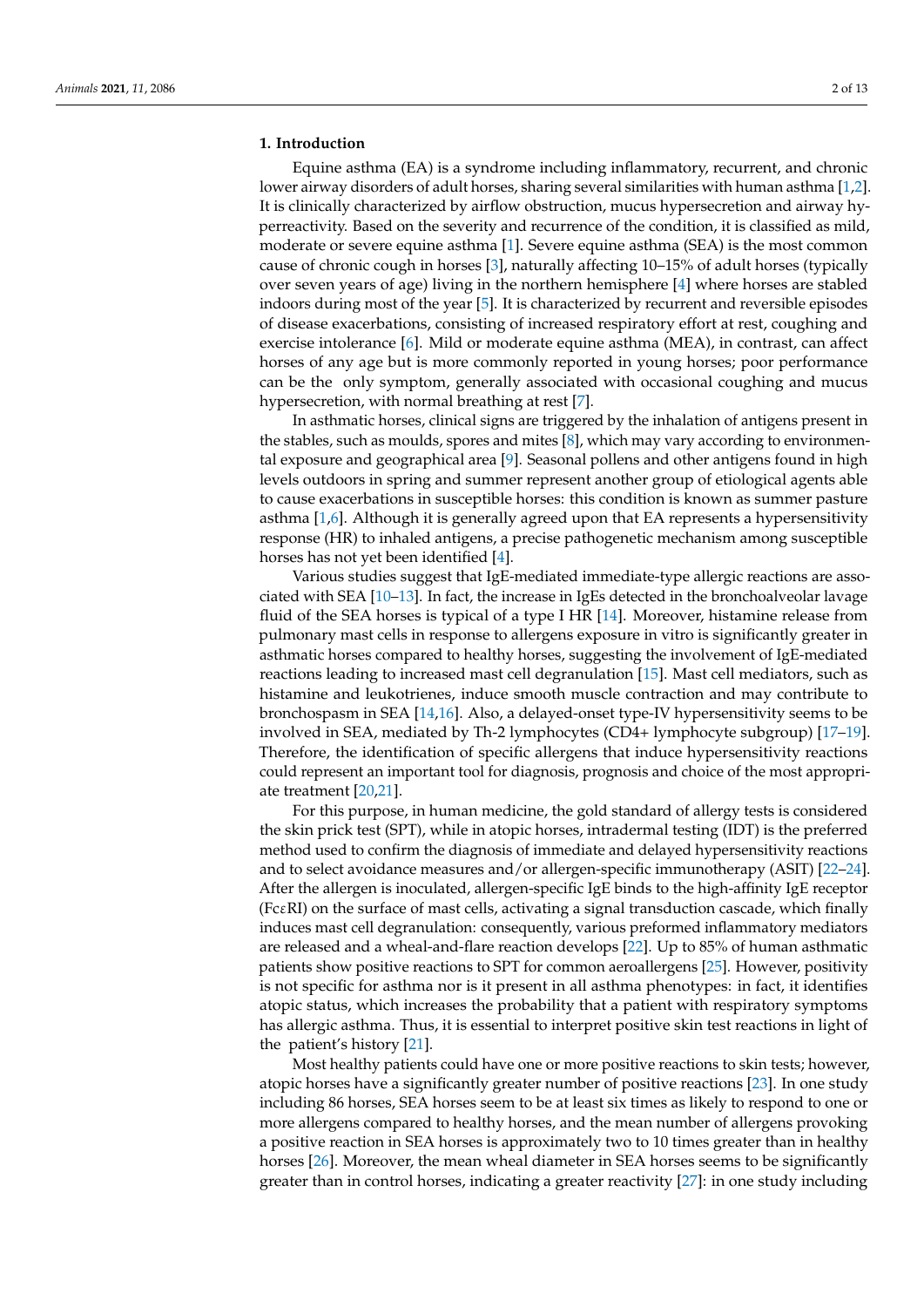## 1. Introduction

Equine asthma (EA) is a syndrome including inflammatory, recurrent, and chronic lower airway disorders of adult horses, sharing several similarities with human asthma [1,2]. It is clinically characterized by airflow obstruction, mucus hypersecretion and airway hyperreactivity. Based on the severity and recurrence of the condition, it is classified as mild, moderate or severe equine asthma [1]. Severe equine asthma (SEA) is the most common cause of chronic cough in horses [3], naturally affecting 10–15% of adult horses (typically over seven years of age) living in the northern hemisphere [4] where horses are stabled indoors during most of the year [5]. It is characterized by recurrent and reversible episodes of disease exacerbations, consisting of increased respiratory effort at rest, coughing and exercise intolerance [6]. Mild or moderate equine asthma (MEA), in contrast, can affect horses of any age but is more commonly reported in young horses; poor performance can be the only symptom, generally associated with occasional coughing and mucus hypersecretion, with normal breathing at rest [7].

In asthmatic horses, clinical signs are triggered by the inhalation of antigens present in the stables, such as moulds, spores and mites [8], which may vary according to environmental exposure and geographical area [9]. Seasonal pollens and other antigens found in high levels outdoors in spring and summer represent another group of etiological agents able to cause exacerbations in susceptible horses: this condition is known as summer pasture asthma [1,6]. Although it is generally agreed upon that EA represents a hypersensitivity response (HR) to inhaled antigens, a precise pathogenetic mechanism among susceptible horses has not yet been identified [4].

Various studies suggest that IgE-mediated immediate-type allergic reactions are associated with SEA [10–13]. In fact, the increase in IgEs detected in the bronchoalveolar lavage fluid of the SEA horses is typical of a type I HR [14]. Moreover, histamine release from pulmonary mast cells in response to allergens exposure in vitro is significantly greater in asthmatic horses compared to healthy horses, suggesting the involvement of IgE-mediated reactions leading to increased mast cell degranulation [15]. Mast cell mediators, such as histamine and leukotrienes, induce smooth muscle contraction and may contribute to bronchospasm in SEA [14,16]. Also, a delayed-onset type-IV hypersensitivity seems to be involved in SEA, mediated by Th-2 lymphocytes (CD4+ lymphocyte subgroup) [17–19]. Therefore, the identification of specific allergens that induce hypersensitivity reactions could represent an important tool for diagnosis, prognosis and choice of the most appropriate treatment [20,21].

For this purpose, in human medicine, the gold standard of allergy tests is considered the skin prick test (SPT), while in atopic horses, intradermal testing (IDT) is the preferred method used to confirm the diagnosis of immediate and delayed hypersensitivity reactions and to select avoidance measures and/or allergen-specific immunotherapy (ASIT) [22–24]. After the allergen is inoculated, allergen-specific IgE binds to the high-affinity IgE receptor (Fc$\varepsilon$RI) on the surface of mast cells, activating a signal transduction cascade, which finally induces mast cell degranulation: consequently, various preformed inflammatory mediators are released and a wheal-and-flare reaction develops [22]. Up to 85% of human asthmatic patients show positive reactions to SPT for common aeroallergens [25]. However, positivity is not specific for asthma nor is it present in all asthma phenotypes: in fact, it identifies atopic status, which increases the probability that a patient with respiratory symptoms has allergic asthma. Thus, it is essential to interpret positive skin test reactions in light of the patient's history [21].

Most healthy patients could have one or more positive reactions to skin tests; however, atopic horses have a significantly greater number of positive reactions [23]. In one study including 86 horses, SEA horses seem to be at least six times as likely to respond to one or more allergens compared to healthy horses, and the mean number of allergens provoking a positive reaction in SEA horses is approximately two to 10 times greater than in healthy horses [26]. Moreover, the mean wheal diameter in SEA horses seems to be significantly greater than in control horses, indicating a greater reactivity [27]: in one study including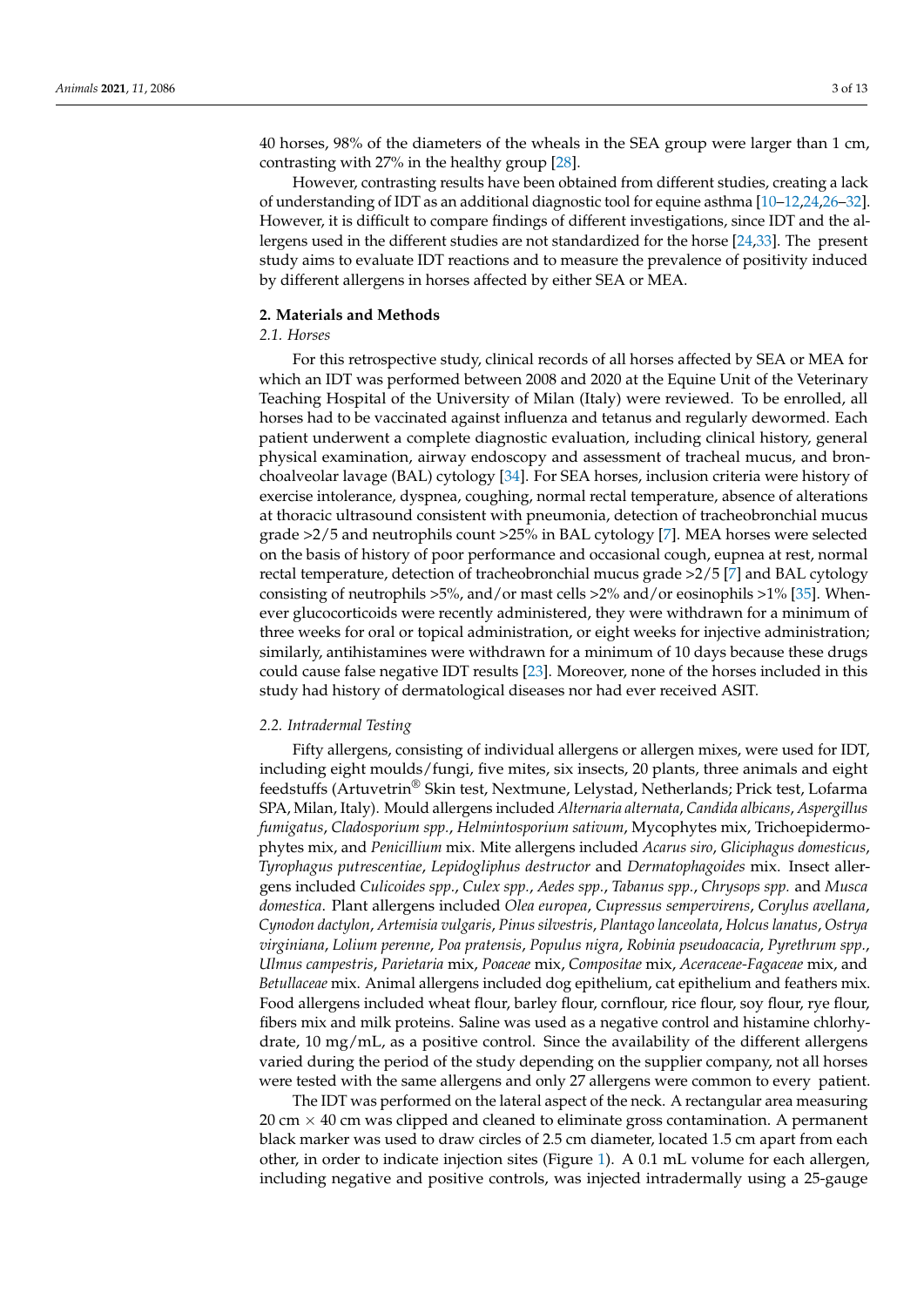40 horses, 98% of the diameters of the wheals in the SEA group were larger than 1 cm, contrasting with 27% in the healthy group [28].

However, contrasting results have been obtained from different studies, creating a lack of understanding of IDT as an additional diagnostic tool for equine asthma [10–12,24,26–32]. However, it is difficult to compare findings of different investigations, since IDT and the allergens used in the different studies are not standardized for the horse [24,33]. The present study aims to evaluate IDT reactions and to measure the prevalence of positivity induced by different allergens in horses affected by either SEA or MEA.

## 2. Materials and Methods

### 2.1. Horses

For this retrospective study, clinical records of all horses affected by SEA or MEA for which an IDT was performed between 2008 and 2020 at the Equine Unit of the Veterinary Teaching Hospital of the University of Milan (Italy) were reviewed. To be enrolled, all horses had to be vaccinated against influenza and tetanus and regularly dewormed. Each patient underwent a complete diagnostic evaluation, including clinical history, general physical examination, airway endoscopy and assessment of tracheal mucus, and bronchoalveolar lavage (BAL) cytology [34]. For SEA horses, inclusion criteria were history of exercise intolerance, dyspnea, coughing, normal rectal temperature, absence of alterations at thoracic ultrasound consistent with pneumonia, detection of tracheobronchial mucus grade >2/5 and neutrophils count >25% in BAL cytology [7]. MEA horses were selected on the basis of history of poor performance and occasional cough, eupnea at rest, normal rectal temperature, detection of tracheobronchial mucus grade >2/5 [7] and BAL cytology consisting of neutrophils >5%, and/or mast cells >2% and/or eosinophils >1% [35]. Whenever glucocorticoids were recently administered, they were withdrawn for a minimum of three weeks for oral or topical administration, or eight weeks for injective administration; similarly, antihistamines were withdrawn for a minimum of 10 days because these drugs could cause false negative IDT results [23]. Moreover, none of the horses included in this study had history of dermatological diseases nor had ever received ASIT.

### 2.2. Intradermal Testing

Fifty allergens, consisting of individual allergens or allergen mixes, were used for IDT, including eight moulds/fungi, five mites, six insects, 20 plants, three animals and eight feedstuffs (Artuvetrin® Skin test, Nextmune, Lelystad, Netherlands; Prick test, Lofarma SPA, Milan, Italy). Mould allergens included *Alternaria alternata*, *Candida albicans*, *Aspergillus fumigatus*, *Cladosporium spp.*, *Helmintosporium sativum*, Mycophytes mix, Trichoepidermophytes mix, and *Penicillium* mix. Mite allergens included *Acarus siro*, *Gliciphagus domesticus*, *Tyrophagus putrescentiae*, *Lepidogliphus destructor* and *Dermatophagoides* mix. Insect allergens included *Culicoides spp.*, *Culex spp.*, *Aedes spp.*, *Tabanus spp.*, *Chrysops spp.* and *Musca domestica*. Plant allergens included *Olea europea*, *Cupressus sempervirens*, *Corylus avellana*, *Cynodon dactylon*, *Artemisia vulgaris*, *Pinus silvestris*, *Plantago lanceolata*, *Holcus lanatus*, *Ostrya virginiana*, *Lolium perenne*, *Poa pratensis*, *Populus nigra*, *Robinia pseudoacacia*, *Pyrethrum spp.*, *Ulmus campestris*, *Parietaria* mix, *Poaceae* mix, *Compositae* mix, *Aceraceae-Fagaceae* mix, and *Betullaceae* mix. Animal allergens included dog epithelium, cat epithelium and feathers mix. Food allergens included wheat flour, barley flour, cornflour, rice flour, soy flour, rye flour, fibers mix and milk proteins. Saline was used as a negative control and histamine chlorhydrate, 10 mg/mL, as a positive control. Since the availability of the different allergens varied during the period of the study depending on the supplier company, not all horses were tested with the same allergens and only 27 allergens were common to every patient.

The IDT was performed on the lateral aspect of the neck. A rectangular area measuring 20 cm × 40 cm was clipped and cleaned to eliminate gross contamination. A permanent black marker was used to draw circles of 2.5 cm diameter, located 1.5 cm apart from each other, in order to indicate injection sites (Figure 1). A 0.1 mL volume for each allergen, including negative and positive controls, was injected intradermally using a 25-gauge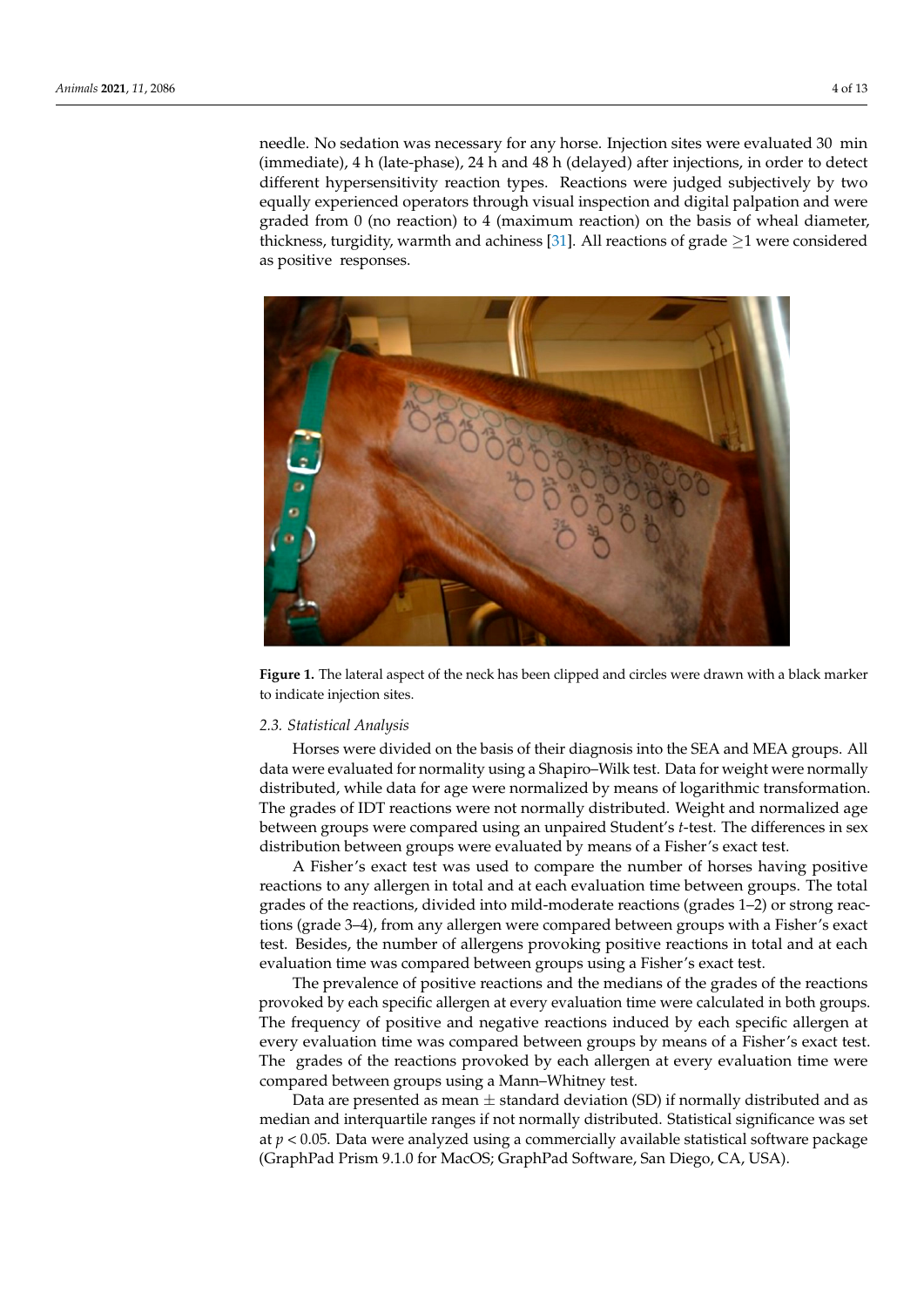needle. No sedation was necessary for any horse. Injection sites were evaluated 30 min (immediate), 4 h (late-phase), 24 h and 48 h (delayed) after injections, in order to detect different hypersensitivity reaction types. Reactions were judged subjectively by two equally experienced operators through visual inspection and digital palpation and were graded from 0 (no reaction) to 4 (maximum reaction) on the basis of wheal diameter, thickness, turgidity, warmth and achiness [31]. All reactions of grade ≥1 were considered as positive responses.

**Figure 1.** The lateral aspect of the neck has been clipped and circles were drawn with a black marker to indicate injection sites.

### 2.3. Statistical Analysis

Horses were divided on the basis of their diagnosis into the SEA and MEA groups. All data were evaluated for normality using a Shapiro–Wilk test. Data for weight were normally distributed, while data for age were normalized by means of logarithmic transformation. The grades of IDT reactions were not normally distributed. Weight and normalized age between groups were compared using an unpaired Student's *t*-test. The differences in sex distribution between groups were evaluated by means of a Fisher's exact test.

A Fisher's exact test was used to compare the number of horses having positive reactions to any allergen in total and at each evaluation time between groups. The total grades of the reactions, divided into mild-moderate reactions (grades 1–2) or strong reactions (grade 3–4), from any allergen were compared between groups with a Fisher's exact test. Besides, the number of allergens provoking positive reactions in total and at each evaluation time was compared between groups using a Fisher's exact test.

The prevalence of positive reactions and the medians of the grades of the reactions provoked by each specific allergen at every evaluation time were calculated in both groups. The frequency of positive and negative reactions induced by each specific allergen at every evaluation time was compared between groups by means of a Fisher's exact test. The grades of the reactions provoked by each allergen at every evaluation time were compared between groups using a Mann–Whitney test.

Data are presented as mean ± standard deviation (SD) if normally distributed and as median and interquartile ranges if not normally distributed. Statistical significance was set at $p < 0.05$. Data were analyzed using a commercially available statistical software package (GraphPad Prism 9.1.0 for MacOS; GraphPad Software, San Diego, CA, USA).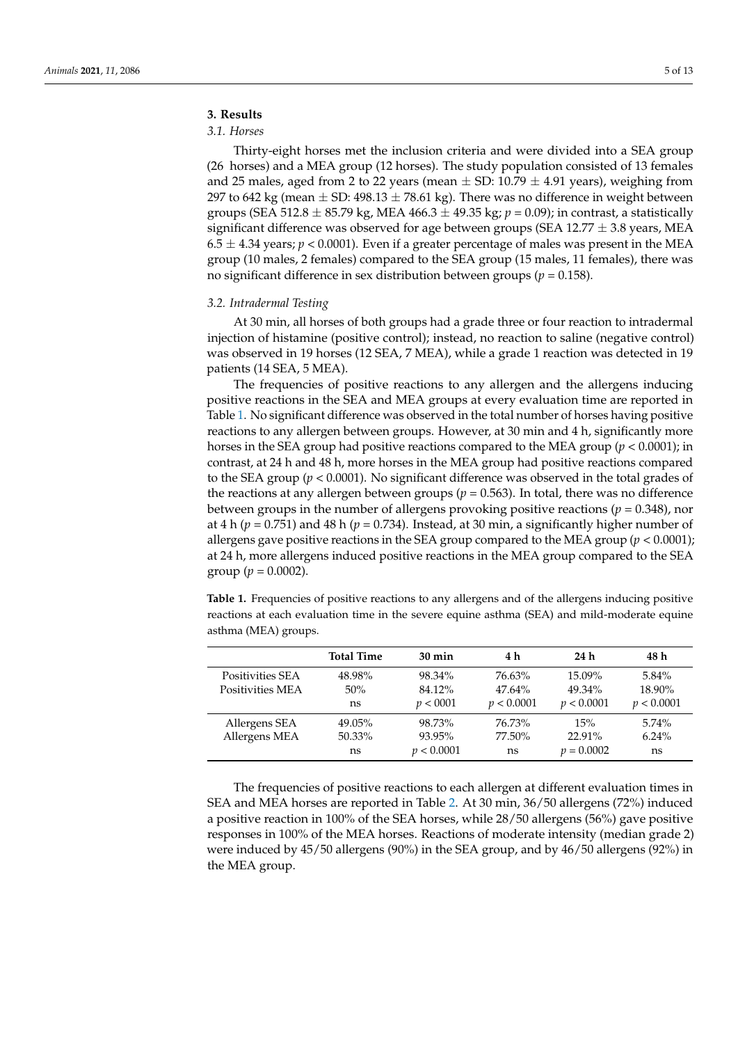## 3. Results

### 3.1. Horses

Thirty-eight horses met the inclusion criteria and were divided into a SEA group (26 horses) and a MEA group (12 horses). The study population consisted of 13 females and 25 males, aged from 2 to 22 years (mean ± SD: 10.79 ± 4.91 years), weighing from 297 to 642 kg (mean ± SD: 498.13 ± 78.61 kg). There was no difference in weight between groups (SEA 512.8 ± 85.79 kg, MEA 466.3 ± 49.35 kg; $p = 0.09$); in contrast, a statistically significant difference was observed for age between groups (SEA 12.77 ± 3.8 years, MEA 6.5 ± 4.34 years; $p < 0.0001$). Even if a greater percentage of males was present in the MEA group (10 males, 2 females) compared to the SEA group (15 males, 11 females), there was no significant difference in sex distribution between groups ($p = 0.158$).

### 3.2. Intradermal Testing

At 30 min, all horses of both groups had a grade three or four reaction to intradermal injection of histamine (positive control); instead, no reaction to saline (negative control) was observed in 19 horses (12 SEA, 7 MEA), while a grade 1 reaction was detected in 19 patients (14 SEA, 5 MEA).

The frequencies of positive reactions to any allergen and the allergens inducing positive reactions in the SEA and MEA groups at every evaluation time are reported in Table 1. No significant difference was observed in the total number of horses having positive reactions to any allergen between groups. However, at 30 min and 4 h, significantly more horses in the SEA group had positive reactions compared to the MEA group ($p < 0.0001$); in contrast, at 24 h and 48 h, more horses in the MEA group had positive reactions compared to the SEA group ($p < 0.0001$). No significant difference was observed in the total grades of the reactions at any allergen between groups ($p = 0.563$). In total, there was no difference between groups in the number of allergens provoking positive reactions ($p = 0.348$), nor at 4 h ($p = 0.751$) and 48 h ($p = 0.734$). Instead, at 30 min, a significantly higher number of allergens gave positive reactions in the SEA group compared to the MEA group ($p < 0.0001$); at 24 h, more allergens induced positive reactions in the MEA group compared to the SEA group ($p = 0.0002$).

**Table 1.** Frequencies of positive reactions to any allergens and of the allergens inducing positive reactions at each evaluation time in the severe equine asthma (SEA) and mild-moderate equine asthma (MEA) groups.

| | Total Time | 30 min | 4 h | 24 h | 48 h |
|---|---|---|---|---|---|
| Positivities SEA | 48.98% | 98.34% | 76.63% | 15.09% | 5.84% |
| Positivities MEA | 50% | 84.12% | 47.64% | 49.34% | 18.90% |
| | ns | $p < 0001$ | $p < 0.0001$ | $p < 0.0001$ | $p < 0.0001$ |
| Allergens SEA | 49.05% | 98.73% | 76.73% | 15% | 5.74% |
| Allergens MEA | 50.33% | 93.95% | 77.50% | 22.91% | 6.24% |
| | ns | $p < 0.0001$ | ns | $p = 0.0002$ | ns |

The frequencies of positive reactions to each allergen at different evaluation times in SEA and MEA horses are reported in Table 2. At 30 min, 36/50 allergens (72%) induced a positive reaction in 100% of the SEA horses, while 28/50 allergens (56%) gave positive responses in 100% of the MEA horses. Reactions of moderate intensity (median grade 2) were induced by 45/50 allergens (90%) in the SEA group, and by 46/50 allergens (92%) in the MEA group.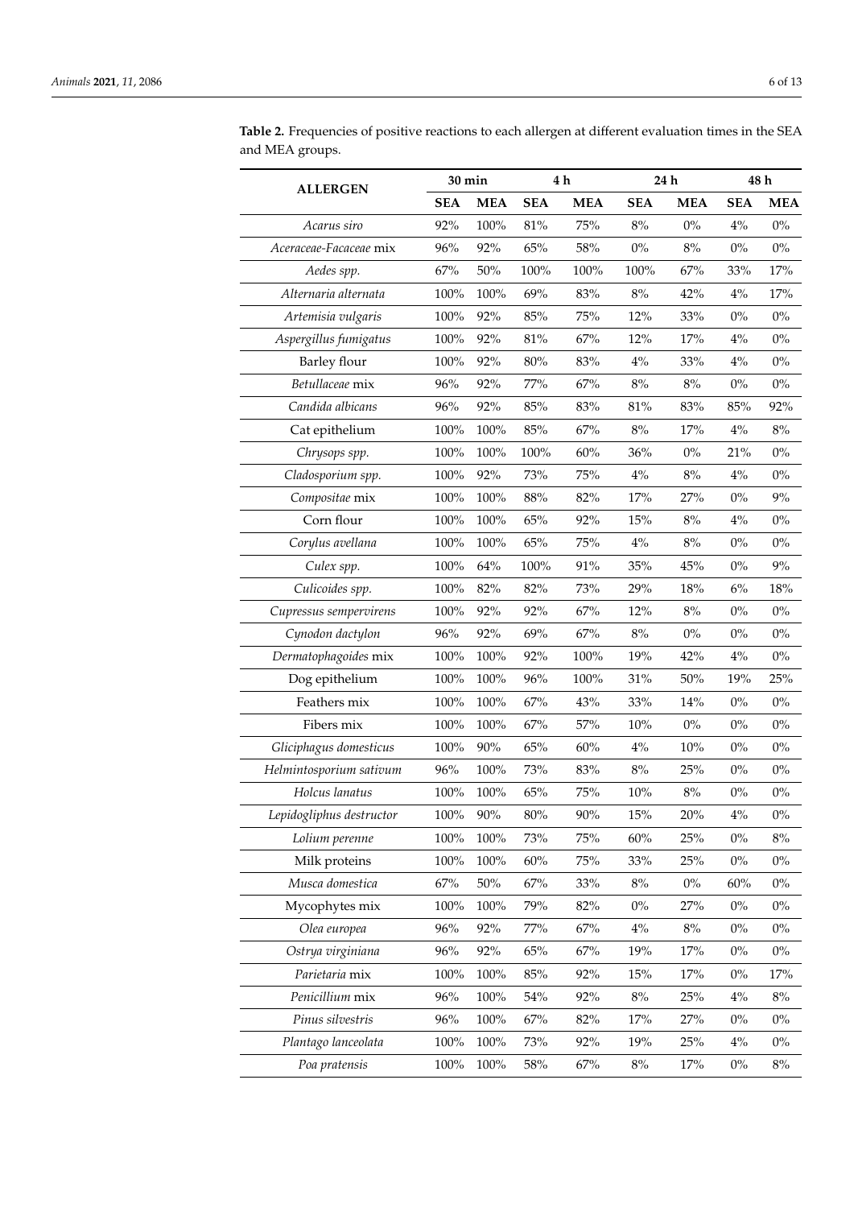**Table 2.** Frequencies of positive reactions to each allergen at different evaluation times in the SEA and MEA groups.

| ALLERGEN | 30 min | | 4 h | | 24 h | | 48 h | |
|---|---|---|---|---|---|---|---|---|
| | **SEA** | **MEA** | **SEA** | **MEA** | **SEA** | **MEA** | **SEA** | **MEA** |
| *Acarus siro* | 92% | 100% | 81% | 75% | 8% | 0% | 4% | 0% |
| *Aceraceae-Facaceae* mix | 96% | 92% | 65% | 58% | 0% | 8% | 0% | 0% |
| *Aedes spp.* | 67% | 50% | 100% | 100% | 100% | 67% | 33% | 17% |
| *Alternaria alternata* | 100% | 100% | 69% | 83% | 8% | 42% | 4% | 17% |
| *Artemisia vulgaris* | 100% | 92% | 85% | 75% | 12% | 33% | 0% | 0% |
| *Aspergillus fumigatus* | 100% | 92% | 81% | 67% | 12% | 17% | 4% | 0% |
| Barley flour | 100% | 92% | 80% | 83% | 4% | 33% | 4% | 0% |
| *Betullaceae* mix | 96% | 92% | 77% | 67% | 8% | 8% | 0% | 0% |
| *Candida albicans* | 96% | 92% | 85% | 83% | 81% | 83% | 85% | 92% |
| Cat epithelium | 100% | 100% | 85% | 67% | 8% | 17% | 4% | 8% |
| *Chrysops spp.* | 100% | 100% | 100% | 60% | 36% | 0% | 21% | 0% |
| *Cladosporium spp.* | 100% | 92% | 73% | 75% | 4% | 8% | 4% | 0% |
| *Compositae* mix | 100% | 100% | 88% | 82% | 17% | 27% | 0% | 9% |
| Corn flour | 100% | 100% | 65% | 92% | 15% | 8% | 4% | 0% |
| *Corylus avellana* | 100% | 100% | 65% | 75% | 4% | 8% | 0% | 0% |
| *Culex spp.* | 100% | 64% | 100% | 91% | 35% | 45% | 0% | 9% |
| *Culicoides spp.* | 100% | 82% | 82% | 73% | 29% | 18% | 6% | 18% |
| *Cupressus sempervirens* | 100% | 92% | 92% | 67% | 12% | 8% | 0% | 0% |
| *Cynodon dactylon* | 96% | 92% | 69% | 67% | 8% | 0% | 0% | 0% |
| *Dermatophagoides* mix | 100% | 100% | 92% | 100% | 19% | 42% | 4% | 0% |
| Dog epithelium | 100% | 100% | 96% | 100% | 31% | 50% | 19% | 25% |
| Feathers mix | 100% | 100% | 67% | 43% | 33% | 14% | 0% | 0% |
| Fibers mix | 100% | 100% | 67% | 57% | 10% | 0% | 0% | 0% |
| *Gliciphagus domesticus* | 100% | 90% | 65% | 60% | 4% | 10% | 0% | 0% |
| *Helmintosporium sativum* | 96% | 100% | 73% | 83% | 8% | 25% | 0% | 0% |
| *Holcus lanatus* | 100% | 100% | 65% | 75% | 10% | 8% | 0% | 0% |
| *Lepidogliphus destructor* | 100% | 90% | 80% | 90% | 15% | 20% | 4% | 0% |
| *Lolium perenne* | 100% | 100% | 73% | 75% | 60% | 25% | 0% | 8% |
| Milk proteins | 100% | 100% | 60% | 75% | 33% | 25% | 0% | 0% |
| *Musca domestica* | 67% | 50% | 67% | 33% | 8% | 0% | 60% | 0% |
| Mycophytes mix | 100% | 100% | 79% | 82% | 0% | 27% | 0% | 0% |
| *Olea europea* | 96% | 92% | 77% | 67% | 4% | 8% | 0% | 0% |
| *Ostrya virginiana* | 96% | 92% | 65% | 67% | 19% | 17% | 0% | 0% |
| *Parietaria* mix | 100% | 100% | 85% | 92% | 15% | 17% | 0% | 17% |
| *Penicillium* mix | 96% | 100% | 54% | 92% | 8% | 25% | 4% | 8% |
| *Pinus silvestris* | 96% | 100% | 67% | 82% | 17% | 27% | 0% | 0% |
| *Plantago lanceolata* | 100% | 100% | 73% | 92% | 19% | 25% | 4% | 0% |
| *Poa pratensis* | 100% | 100% | 58% | 67% | 8% | 17% | 0% | 8% |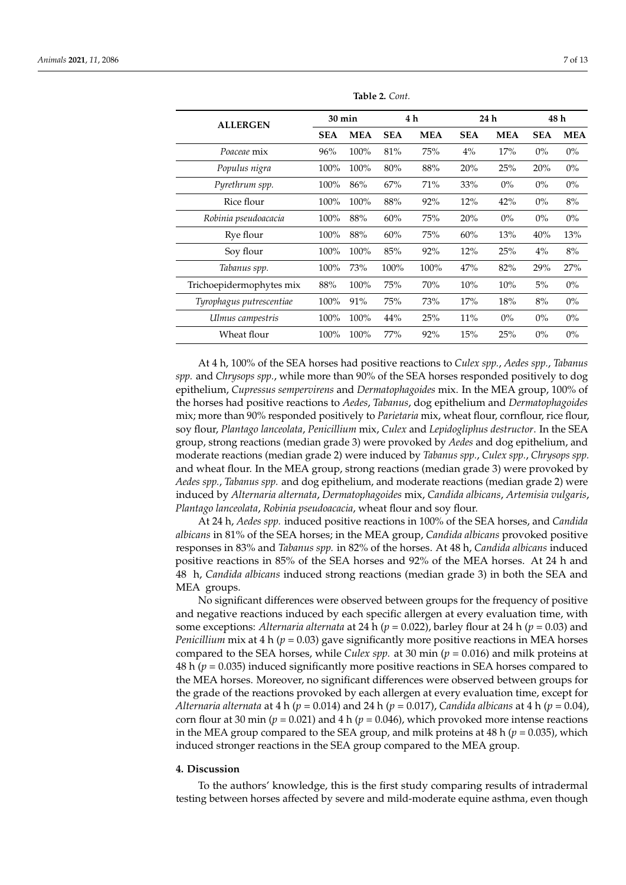**Table 2.** *Cont.*

| ALLERGEN | 30 min | | 4 h | | 24 h | | 48 h | |
|---|---|---|---|---|---|---|---|---|
| | SEA | MEA | SEA | MEA | SEA | MEA | SEA | MEA |
| *Poaceae* mix | 96% | 100% | 81% | 75% | 4% | 17% | 0% | 0% |
| *Populus nigra* | 100% | 100% | 80% | 88% | 20% | 25% | 20% | 0% |
| *Pyrethrum spp.* | 100% | 86% | 67% | 71% | 33% | 0% | 0% | 0% |
| Rice flour | 100% | 100% | 88% | 92% | 12% | 42% | 0% | 8% |
| *Robinia pseudoacacia* | 100% | 88% | 60% | 75% | 20% | 0% | 0% | 0% |
| Rye flour | 100% | 88% | 60% | 75% | 60% | 13% | 40% | 13% |
| Soy flour | 100% | 100% | 85% | 92% | 12% | 25% | 4% | 8% |
| *Tabanus spp.* | 100% | 73% | 100% | 100% | 47% | 82% | 29% | 27% |
| Trichoepidermophytes mix | 88% | 100% | 75% | 70% | 10% | 10% | 5% | 0% |
| *Tyrophagus putrescentiae* | 100% | 91% | 75% | 73% | 17% | 18% | 8% | 0% |
| *Ulmus campestris* | 100% | 100% | 44% | 25% | 11% | 0% | 0% | 0% |
| Wheat flour | 100% | 100% | 77% | 92% | 15% | 25% | 0% | 0% |

At 4 h, 100% of the SEA horses had positive reactions to *Culex spp.*, *Aedes spp.*, *Tabanus spp.* and *Chrysops spp.*, while more than 90% of the SEA horses responded positively to dog epithelium, *Cupressus sempervirens* and *Dermatophagoides* mix. In the MEA group, 100% of the horses had positive reactions to *Aedes*, *Tabanus*, dog epithelium and *Dermatophagoides* mix; more than 90% responded positively to *Parietaria* mix, wheat flour, cornflour, rice flour, soy flour, *Plantago lanceolata*, *Penicillium* mix, *Culex* and *Lepidogliphus destructor*. In the SEA group, strong reactions (median grade 3) were provoked by *Aedes* and dog epithelium, and moderate reactions (median grade 2) were induced by *Tabanus spp.*, *Culex spp.*, *Chrysops spp.* and wheat flour. In the MEA group, strong reactions (median grade 3) were provoked by *Aedes spp.*, *Tabanus spp.* and dog epithelium, and moderate reactions (median grade 2) were induced by *Alternaria alternata*, *Dermatophagoides* mix, *Candida albicans*, *Artemisia vulgaris*, *Plantago lanceolata*, *Robinia pseudoacacia*, wheat flour and soy flour.

At 24 h, *Aedes spp.* induced positive reactions in 100% of the SEA horses, and *Candida albicans* in 81% of the SEA horses; in the MEA group, *Candida albicans* provoked positive responses in 83% and *Tabanus spp.* in 82% of the horses. At 48 h, *Candida albicans* induced positive reactions in 85% of the SEA horses and 92% of the MEA horses. At 24 h and 48 h, *Candida albicans* induced strong reactions (median grade 3) in both the SEA and MEA groups.

No significant differences were observed between groups for the frequency of positive and negative reactions induced by each specific allergen at every evaluation time, with some exceptions: *Alternaria alternata* at 24 h ($p = 0.022$), barley flour at 24 h ($p = 0.03$) and *Penicillium* mix at 4 h ($p = 0.03$) gave significantly more positive reactions in MEA horses compared to the SEA horses, while *Culex spp.* at 30 min ($p = 0.016$) and milk proteins at 48 h ($p = 0.035$) induced significantly more positive reactions in SEA horses compared to the MEA horses. Moreover, no significant differences were observed between groups for the grade of the reactions provoked by each allergen at every evaluation time, except for *Alternaria alternata* at 4 h ($p = 0.014$) and 24 h ($p = 0.017$), *Candida albicans* at 4 h ($p = 0.04$), corn flour at 30 min ($p = 0.021$) and 4 h ($p = 0.046$), which provoked more intense reactions in the MEA group compared to the SEA group, and milk proteins at 48 h ($p = 0.035$), which induced stronger reactions in the SEA group compared to the MEA group.

## 4. Discussion

To the authors' knowledge, this is the first study comparing results of intradermal testing between horses affected by severe and mild-moderate equine asthma, even though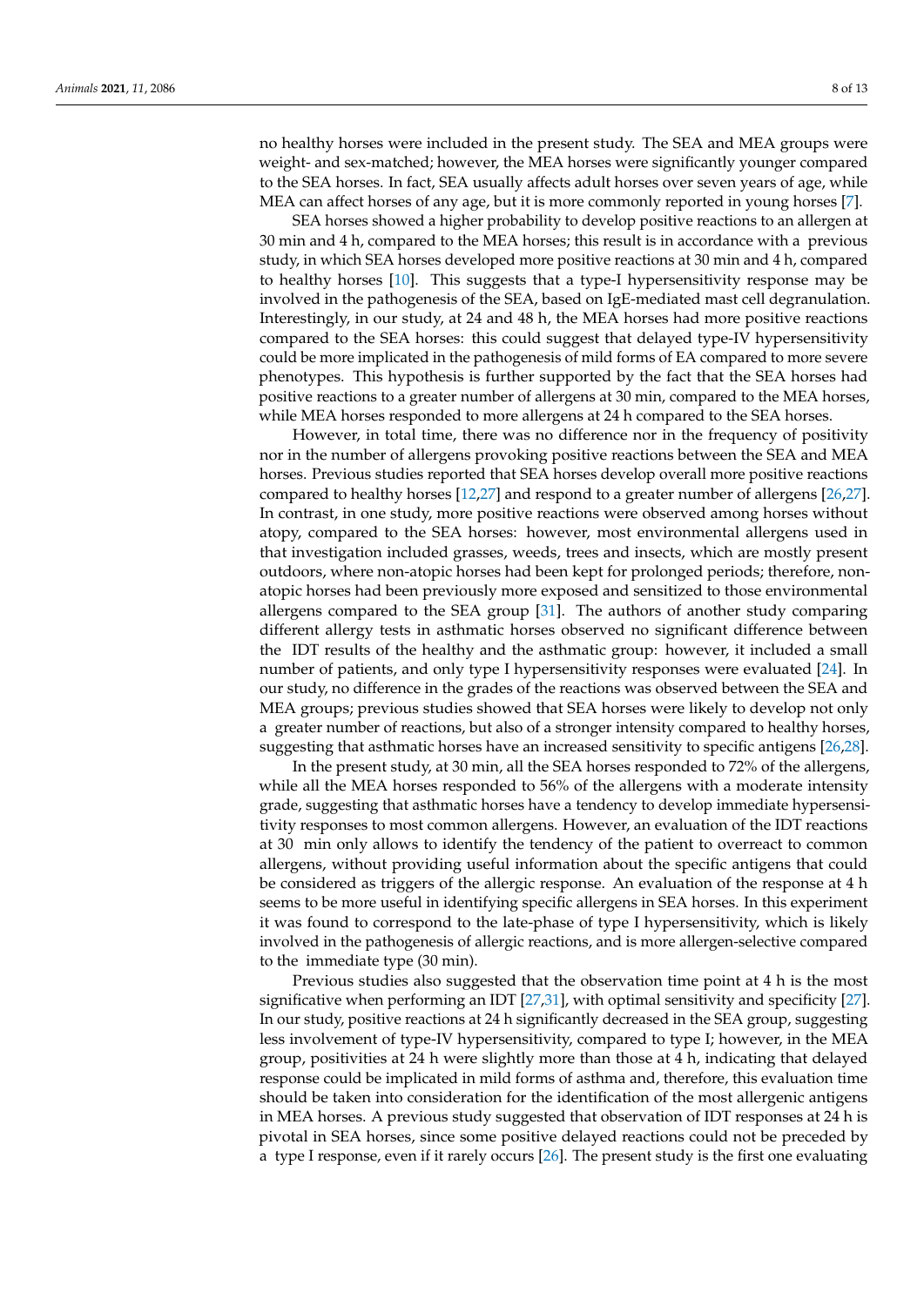no healthy horses were included in the present study. The SEA and MEA groups were weight- and sex-matched; however, the MEA horses were significantly younger compared to the SEA horses. In fact, SEA usually affects adult horses over seven years of age, while MEA can affect horses of any age, but it is more commonly reported in young horses [7].

SEA horses showed a higher probability to develop positive reactions to an allergen at 30 min and 4 h, compared to the MEA horses; this result is in accordance with a previous study, in which SEA horses developed more positive reactions at 30 min and 4 h, compared to healthy horses [10]. This suggests that a type-I hypersensitivity response may be involved in the pathogenesis of the SEA, based on IgE-mediated mast cell degranulation. Interestingly, in our study, at 24 and 48 h, the MEA horses had more positive reactions compared to the SEA horses: this could suggest that delayed type-IV hypersensitivity could be more implicated in the pathogenesis of mild forms of EA compared to more severe phenotypes. This hypothesis is further supported by the fact that the SEA horses had positive reactions to a greater number of allergens at 30 min, compared to the MEA horses, while MEA horses responded to more allergens at 24 h compared to the SEA horses.

However, in total time, there was no difference nor in the frequency of positivity nor in the number of allergens provoking positive reactions between the SEA and MEA horses. Previous studies reported that SEA horses develop overall more positive reactions compared to healthy horses [12,27] and respond to a greater number of allergens [26,27]. In contrast, in one study, more positive reactions were observed among horses without atopy, compared to the SEA horses: however, most environmental allergens used in that investigation included grasses, weeds, trees and insects, which are mostly present outdoors, where non-atopic horses had been kept for prolonged periods; therefore, non-atopic horses had been previously more exposed and sensitized to those environmental allergens compared to the SEA group [31]. The authors of another study comparing different allergy tests in asthmatic horses observed no significant difference between the IDT results of the healthy and the asthmatic group: however, it included a small number of patients, and only type I hypersensitivity responses were evaluated [24]. In our study, no difference in the grades of the reactions was observed between the SEA and MEA groups; previous studies showed that SEA horses were likely to develop not only a greater number of reactions, but also of a stronger intensity compared to healthy horses, suggesting that asthmatic horses have an increased sensitivity to specific antigens [26,28].

In the present study, at 30 min, all the SEA horses responded to 72% of the allergens, while all the MEA horses responded to 56% of the allergens with a moderate intensity grade, suggesting that asthmatic horses have a tendency to develop immediate hypersensitivity responses to most common allergens. However, an evaluation of the IDT reactions at 30 min only allows to identify the tendency of the patient to overreact to common allergens, without providing useful information about the specific antigens that could be considered as triggers of the allergic response. An evaluation of the response at 4 h seems to be more useful in identifying specific allergens in SEA horses. In this experiment it was found to correspond to the late-phase of type I hypersensitivity, which is likely involved in the pathogenesis of allergic reactions, and is more allergen-selective compared to the immediate type (30 min).

Previous studies also suggested that the observation time point at 4 h is the most significative when performing an IDT [27,31], with optimal sensitivity and specificity [27]. In our study, positive reactions at 24 h significantly decreased in the SEA group, suggesting less involvement of type-IV hypersensitivity, compared to type I; however, in the MEA group, positivities at 24 h were slightly more than those at 4 h, indicating that delayed response could be implicated in mild forms of asthma and, therefore, this evaluation time should be taken into consideration for the identification of the most allergenic antigens in MEA horses. A previous study suggested that observation of IDT responses at 24 h is pivotal in SEA horses, since some positive delayed reactions could not be preceded by a type I response, even if it rarely occurs [26]. The present study is the first one evaluating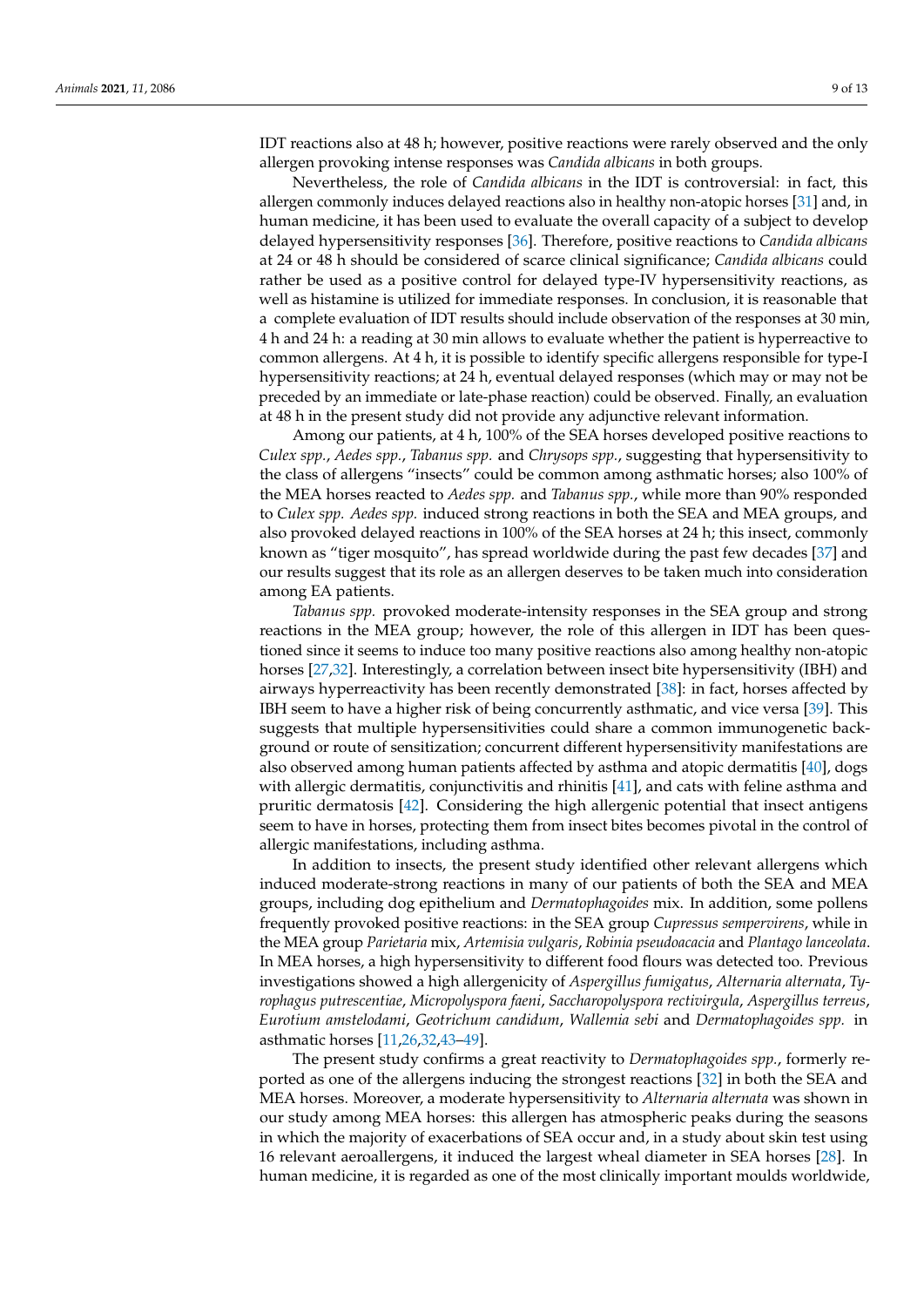IDT reactions also at 48 h; however, positive reactions were rarely observed and the only allergen provoking intense responses was *Candida albicans* in both groups.

Nevertheless, the role of *Candida albicans* in the IDT is controversial: in fact, this allergen commonly induces delayed reactions also in healthy non-atopic horses [31] and, in human medicine, it has been used to evaluate the overall capacity of a subject to develop delayed hypersensitivity responses [36]. Therefore, positive reactions to *Candida albicans* at 24 or 48 h should be considered of scarce clinical significance; *Candida albicans* could rather be used as a positive control for delayed type-IV hypersensitivity reactions, as well as histamine is utilized for immediate responses. In conclusion, it is reasonable that a complete evaluation of IDT results should include observation of the responses at 30 min, 4 h and 24 h: a reading at 30 min allows to evaluate whether the patient is hyperreactive to common allergens. At 4 h, it is possible to identify specific allergens responsible for type-I hypersensitivity reactions; at 24 h, eventual delayed responses (which may or may not be preceded by an immediate or late-phase reaction) could be observed. Finally, an evaluation at 48 h in the present study did not provide any adjunctive relevant information.

Among our patients, at 4 h, 100% of the SEA horses developed positive reactions to *Culex spp.*, *Aedes spp.*, *Tabanus spp.* and *Chrysops spp.*, suggesting that hypersensitivity to the class of allergens "insects" could be common among asthmatic horses; also 100% of the MEA horses reacted to *Aedes spp.* and *Tabanus spp.*, while more than 90% responded to *Culex spp. Aedes spp.* induced strong reactions in both the SEA and MEA groups, and also provoked delayed reactions in 100% of the SEA horses at 24 h; this insect, commonly known as "tiger mosquito", has spread worldwide during the past few decades [37] and our results suggest that its role as an allergen deserves to be taken much into consideration among EA patients.

*Tabanus spp.* provoked moderate-intensity responses in the SEA group and strong reactions in the MEA group; however, the role of this allergen in IDT has been questioned since it seems to induce too many positive reactions also among healthy non-atopic horses [27,32]. Interestingly, a correlation between insect bite hypersensitivity (IBH) and airways hyperreactivity has been recently demonstrated [38]: in fact, horses affected by IBH seem to have a higher risk of being concurrently asthmatic, and vice versa [39]. This suggests that multiple hypersensitivities could share a common immunogenetic background or route of sensitization; concurrent different hypersensitivity manifestations are also observed among human patients affected by asthma and atopic dermatitis [40], dogs with allergic dermatitis, conjunctivitis and rhinitis [41], and cats with feline asthma and pruritic dermatosis [42]. Considering the high allergenic potential that insect antigens seem to have in horses, protecting them from insect bites becomes pivotal in the control of allergic manifestations, including asthma.

In addition to insects, the present study identified other relevant allergens which induced moderate-strong reactions in many of our patients of both the SEA and MEA groups, including dog epithelium and *Dermatophagoides* mix. In addition, some pollens frequently provoked positive reactions: in the SEA group *Cupressus sempervirens*, while in the MEA group *Parietaria* mix, *Artemisia vulgaris*, *Robinia pseudoacacia* and *Plantago lanceolata*. In MEA horses, a high hypersensitivity to different food flours was detected too. Previous investigations showed a high allergenicity of *Aspergillus fumigatus*, *Alternaria alternata*, *Tyrophagus putrescentiae*, *Micropolyspora faeni*, *Saccharopolyspora rectivirgula*, *Aspergillus terreus*, *Eurotium amstelodami*, *Geotrichum candidum*, *Wallemia sebi* and *Dermatophagoides spp.* in asthmatic horses [11,26,32,43–49].

The present study confirms a great reactivity to *Dermatophagoides spp.*, formerly reported as one of the allergens inducing the strongest reactions [32] in both the SEA and MEA horses. Moreover, a moderate hypersensitivity to *Alternaria alternata* was shown in our study among MEA horses: this allergen has atmospheric peaks during the seasons in which the majority of exacerbations of SEA occur and, in a study about skin test using 16 relevant aeroallergens, it induced the largest wheal diameter in SEA horses [28]. In human medicine, it is regarded as one of the most clinically important moulds worldwide,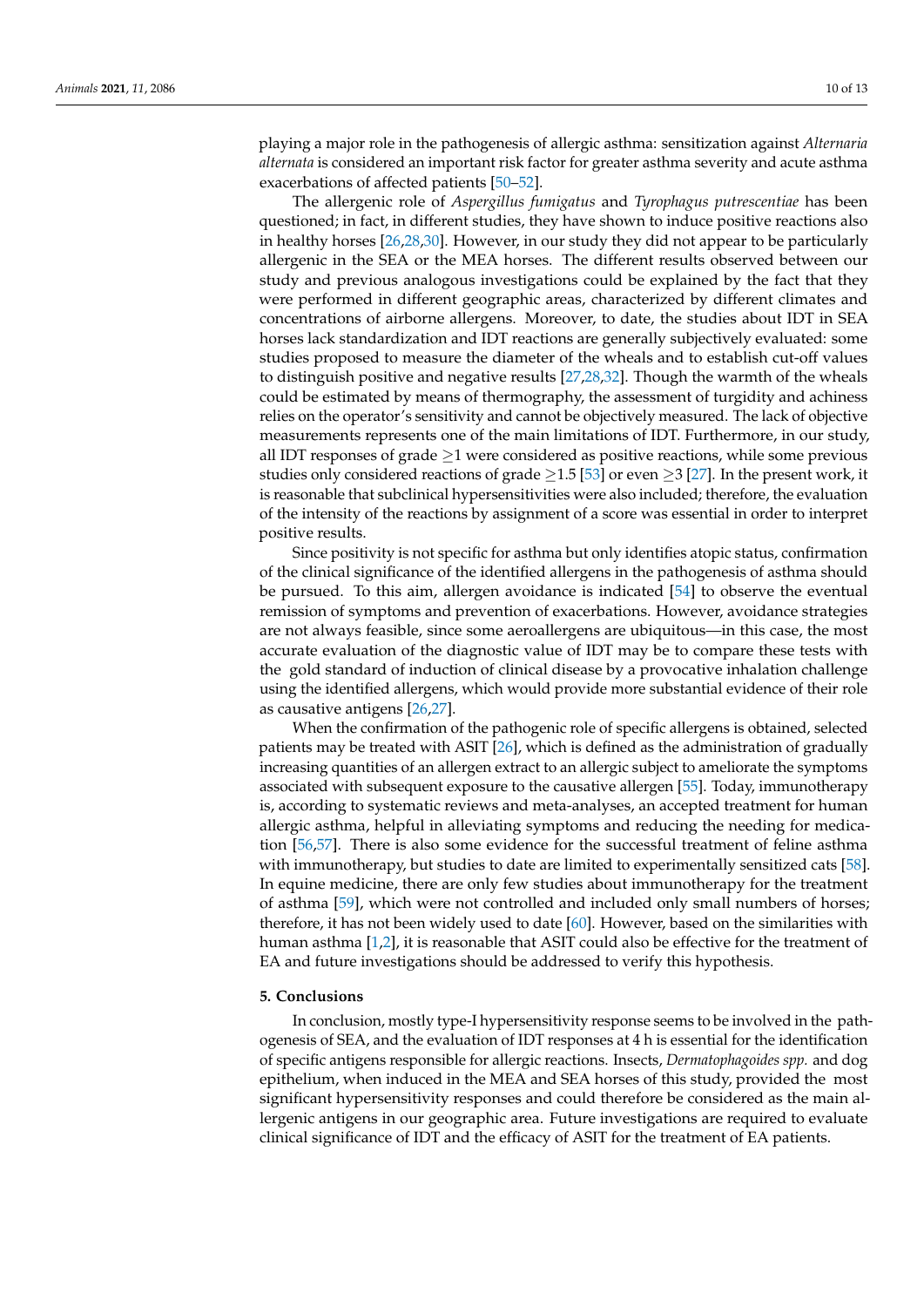playing a major role in the pathogenesis of allergic asthma: sensitization against *Alternaria alternata* is considered an important risk factor for greater asthma severity and acute asthma exacerbations of affected patients [50–52].

The allergenic role of *Aspergillus fumigatus* and *Tyrophagus putrescentiae* has been questioned; in fact, in different studies, they have shown to induce positive reactions also in healthy horses [26,28,30]. However, in our study they did not appear to be particularly allergenic in the SEA or the MEA horses. The different results observed between our study and previous analogous investigations could be explained by the fact that they were performed in different geographic areas, characterized by different climates and concentrations of airborne allergens. Moreover, to date, the studies about IDT in SEA horses lack standardization and IDT reactions are generally subjectively evaluated: some studies proposed to measure the diameter of the wheals and to establish cut-off values to distinguish positive and negative results [27,28,32]. Though the warmth of the wheals could be estimated by means of thermography, the assessment of turgidity and achiness relies on the operator's sensitivity and cannot be objectively measured. The lack of objective measurements represents one of the main limitations of IDT. Furthermore, in our study, all IDT responses of grade $\geq$1 were considered as positive reactions, while some previous studies only considered reactions of grade $\geq$1.5 [53] or even $\geq$3 [27]. In the present work, it is reasonable that subclinical hypersensitivities were also included; therefore, the evaluation of the intensity of the reactions by assignment of a score was essential in order to interpret positive results.

Since positivity is not specific for asthma but only identifies atopic status, confirmation of the clinical significance of the identified allergens in the pathogenesis of asthma should be pursued. To this aim, allergen avoidance is indicated [54] to observe the eventual remission of symptoms and prevention of exacerbations. However, avoidance strategies are not always feasible, since some aeroallergens are ubiquitous—in this case, the most accurate evaluation of the diagnostic value of IDT may be to compare these tests with the gold standard of induction of clinical disease by a provocative inhalation challenge using the identified allergens, which would provide more substantial evidence of their role as causative antigens [26,27].

When the confirmation of the pathogenic role of specific allergens is obtained, selected patients may be treated with ASIT [26], which is defined as the administration of gradually increasing quantities of an allergen extract to an allergic subject to ameliorate the symptoms associated with subsequent exposure to the causative allergen [55]. Today, immunotherapy is, according to systematic reviews and meta-analyses, an accepted treatment for human allergic asthma, helpful in alleviating symptoms and reducing the needing for medication [56,57]. There is also some evidence for the successful treatment of feline asthma with immunotherapy, but studies to date are limited to experimentally sensitized cats [58]. In equine medicine, there are only few studies about immunotherapy for the treatment of asthma [59], which were not controlled and included only small numbers of horses; therefore, it has not been widely used to date [60]. However, based on the similarities with human asthma [1,2], it is reasonable that ASIT could also be effective for the treatment of EA and future investigations should be addressed to verify this hypothesis.

## 5. Conclusions

In conclusion, mostly type-I hypersensitivity response seems to be involved in the pathogenesis of SEA, and the evaluation of IDT responses at 4 h is essential for the identification of specific antigens responsible for allergic reactions. Insects, *Dermatophagoides spp.* and dog epithelium, when induced in the MEA and SEA horses of this study, provided the most significant hypersensitivity responses and could therefore be considered as the main allergenic antigens in our geographic area. Future investigations are required to evaluate clinical significance of IDT and the efficacy of ASIT for the treatment of EA patients.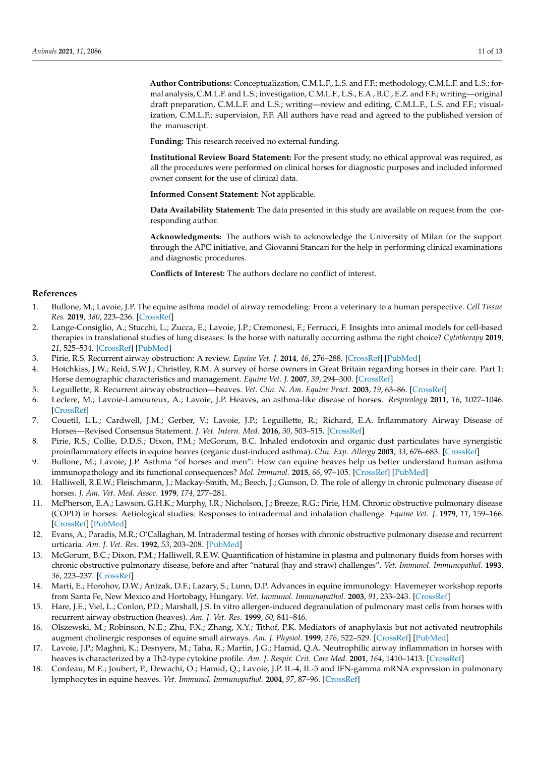**Author Contributions:** Conceptualization, C.M.L.F., L.S. and F.F.; methodology, C.M.L.F. and L.S.; formal analysis, C.M.L.F. and L.S.; investigation, C.M.L.F., L.S., E.A., B.C., E.Z. and F.F.; writing—original draft preparation, C.M.L.F. and L.S.; writing—review and editing, C.M.L.F., L.S. and F.F.; visualization, C.M.L.F.; supervision, F.F. All authors have read and agreed to the published version of the manuscript.

**Funding:** This research received no external funding.

**Institutional Review Board Statement:** For the present study, no ethical approval was required, as all the procedures were performed on clinical horses for diagnostic purposes and included informed owner consent for the use of clinical data.

**Informed Consent Statement:** Not applicable.

**Data Availability Statement:** The data presented in this study are available on request from the corresponding author.

**Acknowledgments:** The authors wish to acknowledge the University of Milan for the support through the APC initiative, and Giovanni Stancari for the help in performing clinical examinations and diagnostic procedures.

**Conflicts of Interest:** The authors declare no conflict of interest.

## References

1. Bullone, M.; Lavoie, J.P. The equine asthma model of airway remodeling: From a veterinary to a human perspective. *Cell Tissue Res.* **2019**, *380*, 223–236. [CrossRef]
2. Lange-Consiglio, A.; Stucchi, L.; Zucca, E.; Lavoie, J.P.; Cremonesi, F.; Ferrucci, F. Insights into animal models for cell-based therapies in translational studies of lung diseases: Is the horse with naturally occurring asthma the right choice? *Cytotherapy* **2019**, *21*, 525–534. [CrossRef] [PubMed]
3. Pirie, R.S. Recurrent airway obstruction: A review. *Equine Vet. J.* **2014**, *46*, 276–288. [CrossRef] [PubMed]
4. Hotchkiss, J.W.; Reid, S.W.J.; Christley, R.M. A survey of horse owners in Great Britain regarding horses in their care. Part 1: Horse demographic characteristics and management. *Equine Vet. J.* **2007**, *39*, 294–300. [CrossRef]
5. Leguillette, R. Recurrent airway obstruction—heaves. *Vet. Clin. N. Am. Equine Pract.* **2003**, *19*, 63–86. [CrossRef]
6. Leclere, M.; Lavoie-Lamoureux, A.; Lavoie, J.P. Heaves, an asthma-like disease of horses. *Respirology* **2011**, *16*, 1027–1046. [CrossRef]
7. Couetil, L.L.; Cardwell, J.M.; Gerber, V.; Lavoie, J.P.; Leguillette, R.; Richard, E.A. Inflammatory Airway Disease of Horses—Revised Consensus Statement. *J. Vet. Intern. Med.* **2016**, *30*, 503–515. [CrossRef]
8. Pirie, R.S.; Collie, D.D.S.; Dixon, P.M.; McGorum, B.C. Inhaled endotoxin and organic dust particulates have synergistic proinflammatory effects in equine heaves (organic dust-induced asthma). *Clin. Exp. Allergy* **2003**, *33*, 676–683. [CrossRef]
9. Bullone, M.; Lavoie, J.P. Asthma "of horses and men": How can equine heaves help us better understand human asthma immunopathology and its functional consequences? *Mol. Immunol.* **2015**, *66*, 97–105. [CrossRef] [PubMed]
10. Halliwell, R.E.W.; Fleischmann, J.; Mackay-Smith, M.; Beech, J.; Gunson, D. The role of allergy in chronic pulmonary disease of horses. *J. Am. Vet. Med. Assoc.* **1979**, *174*, 277–281.
11. McPherson, E.A.; Lawson, G.H.K.; Murphy, J.R.; Nicholson, J.; Breeze, R.G.; Pirie, H.M. Chronic obstructive pulmonary disease (COPD) in horses: Aetiological studies: Responses to intradermal and inhalation challenge. *Equine Vet. J.* **1979**, *11*, 159–166. [CrossRef] [PubMed]
12. Evans, A.; Paradis, M.R.; O'Callaghan, M. Intradermal testing of horses with chronic obstructive pulmonary disease and recurrent urticaria. *Am. J. Vet. Res.* **1992**, *53*, 203–208. [PubMed]
13. McGorum, B.C.; Dixon, P.M.; Halliwell, R.E.W. Quantification of histamine in plasma and pulmonary fluids from horses with chronic obstructive pulmonary disease, before and after "natural (hay and straw) challenges". *Vet. Immunol. Immunopathol.* **1993**, *36*, 223–237. [CrossRef]
14. Marti, E.; Horohov, D.W.; Antzak, D.F.; Lazary, S.; Lunn, D.P. Advances in equine immunology: Havemeyer workshop reports from Santa Fe, New Mexico and Hortobagy, Hungary. *Vet. Immunol. Immunopathol.* **2003**, *91*, 233–243. [CrossRef]
15. Hare, J.E.; Viel, L.; Conlon, P.D.; Marshall, J.S. In vitro allergen-induced degranulation of pulmonary mast cells from horses with recurrent airway obstruction (heaves). *Am. J. Vet. Res.* **1999**, *60*, 841–846.
16. Olszewski, M.; Robinson, N.E.; Zhu, F.X.; Zhang, X.Y.; Tithof, P.K. Mediators of anaphylaxis but not activated neutrophils augment cholinergic responses of equine small airways. *Am. J. Physiol.* **1999**, *276*, 522–529. [CrossRef] [PubMed]
17. Lavoie, J.P.; Maghni, K.; Desnyers, M.; Taha, R.; Martin, J.G.; Hamid, Q.A. Neutrophilic airway inflammation in horses with heaves is characterized by a Th2-type cytokine profile. *Am. J. Respir. Crit. Care Med.* **2001**, *164*, 1410–1413. [CrossRef]
18. Cordeau, M.E.; Joubert, P.; Dewachi, O.; Hamid, Q.; Lavoie, J.P. IL-4, IL-5 and IFN-gamma mRNA expression in pulmonary lymphocytes in equine heaves. *Vet. Immunol. Immunopathol.* **2004**, *97*, 87–96. [CrossRef]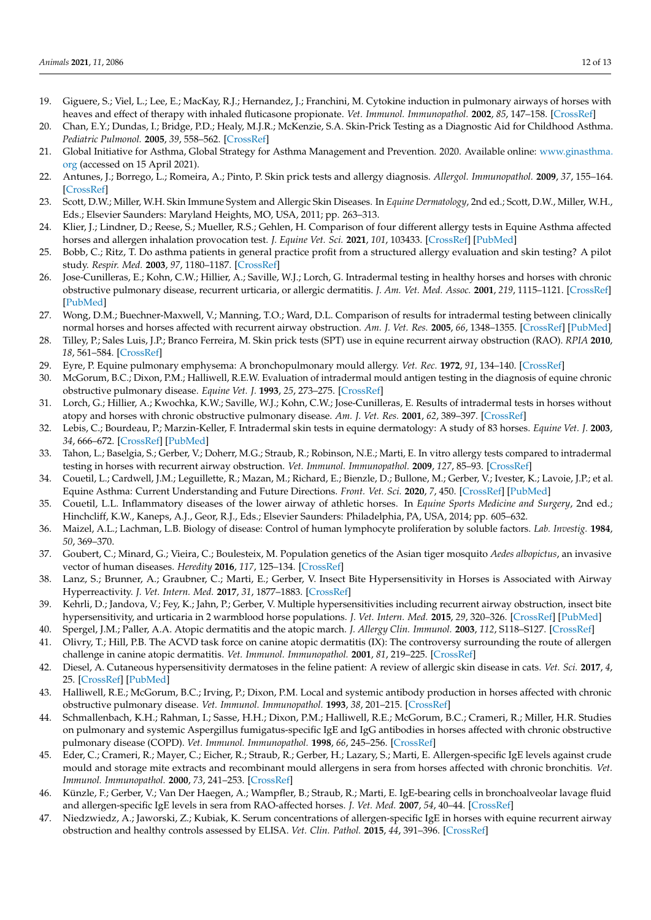19. Giguere, S.; Viel, L.; Lee, E.; MacKay, R.J.; Hernandez, J.; Franchini, M. Cytokine induction in pulmonary airways of horses with heaves and effect of therapy with inhaled fluticasone propionate. *Vet. Immunol. Immunopathol.* **2002**, *85*, 147–158. [CrossRef]
20. Chan, E.Y.; Dundas, I.; Bridge, P.D.; Healy, M.J.R.; McKenzie, S.A. Skin-Prick Testing as a Diagnostic Aid for Childhood Asthma. *Pediatric Pulmonol.* **2005**, *39*, 558–562. [CrossRef]
21. Global Initiative for Asthma, Global Strategy for Asthma Management and Prevention. 2020. Available online: www.ginasthma.org (accessed on 15 April 2021).
22. Antunes, J.; Borrego, L.; Romeira, A.; Pinto, P. Skin prick tests and allergy diagnosis. *Allergol. Immunopathol.* **2009**, *37*, 155–164. [CrossRef]
23. Scott, D.W.; Miller, W.H. Skin Immune System and Allergic Skin Diseases. In *Equine Dermatology*, 2nd ed.; Scott, D.W., Miller, W.H., Eds.; Elsevier Saunders: Maryland Heights, MO, USA, 2011; pp. 263–313.
24. Klier, J.; Lindner, D.; Reese, S.; Mueller, R.S.; Gehlen, H. Comparison of four different allergy tests in Equine Asthma affected horses and allergen inhalation provocation test. *J. Equine Vet. Sci.* **2021**, *101*, 103433. [CrossRef] [PubMed]
25. Bobb, C.; Ritz, T. Do asthma patients in general practice profit from a structured allergy evaluation and skin testing? A pilot study. *Respir. Med.* **2003**, *97*, 1180–1187. [CrossRef]
26. Jose-Cunilleras, E.; Kohn, C.W.; Hillier, A.; Saville, W.J.; Lorch, G. Intradermal testing in healthy horses and horses with chronic obstructive pulmonary disease, recurrent urticaria, or allergic dermatitis. *J. Am. Vet. Med. Assoc.* **2001**, *219*, 1115–1121. [CrossRef] [PubMed]
27. Wong, D.M.; Buechner-Maxwell, V.; Manning, T.O.; Ward, D.L. Comparison of results for intradermal testing between clinically normal horses and horses affected with recurrent airway obstruction. *Am. J. Vet. Res.* **2005**, *66*, 1348–1355. [CrossRef] [PubMed]
28. Tilley, P.; Sales Luis, J.P.; Branco Ferreira, M. Skin prick tests (SPT) use in equine recurrent airway obstruction (RAO). *RPIA* **2010**, *18*, 561–584. [CrossRef]
29. Eyre, P. Equine pulmonary emphysema: A bronchopulmonary mould allergy. *Vet. Rec.* **1972**, *91*, 134–140. [CrossRef]
30. McGorum, B.C.; Dixon, P.M.; Halliwell, R.E.W. Evaluation of intradermal mould antigen testing in the diagnosis of equine chronic obstructive pulmonary disease. *Equine Vet. J.* **1993**, *25*, 273–275. [CrossRef]
31. Lorch, G.; Hillier, A.; Kwochka, K.W.; Saville, W.J.; Kohn, C.W.; Jose-Cunilleras, E. Results of intradermal tests in horses without atopy and horses with chronic obstructive pulmonary disease. *Am. J. Vet. Res.* **2001**, *62*, 389–397. [CrossRef]
32. Lebis, C.; Bourdeau, P.; Marzin-Keller, F. Intradermal skin tests in equine dermatology: A study of 83 horses. *Equine Vet. J.* **2003**, *34*, 666–672. [CrossRef] [PubMed]
33. Tahon, L.; Baselgia, S.; Gerber, V.; Doherr, M.G.; Straub, R.; Robinson, N.E.; Marti, E. In vitro allergy tests compared to intradermal testing in horses with recurrent airway obstruction. *Vet. Immunol. Immunopathol.* **2009**, *127*, 85–93. [CrossRef]
34. Couetil, L.; Cardwell, J.M.; Leguillette, R.; Mazan, M.; Richard, E.; Bienzle, D.; Bullone, M.; Gerber, V.; Ivester, K.; Lavoie, J.P.; et al. Equine Asthma: Current Understanding and Future Directions. *Front. Vet. Sci.* **2020**, *7*, 450. [CrossRef] [PubMed]
35. Couetil, L.L. Inflammatory diseases of the lower airway of athletic horses. In *Equine Sports Medicine and Surgery*, 2nd ed.; Hinchcliff, K.W., Kaneps, A.J., Geor, R.J., Eds.; Elsevier Saunders: Philadelphia, PA, USA, 2014; pp. 605–632.
36. Maizel, A.L.; Lachman, L.B. Biology of disease: Control of human lymphocyte proliferation by soluble factors. *Lab. Investig.* **1984**, *50*, 369–370.
37. Goubert, C.; Minard, G.; Vieira, C.; Boulesteix, M. Population genetics of the Asian tiger mosquito *Aedes albopictus*, an invasive vector of human diseases. *Heredity* **2016**, *117*, 125–134. [CrossRef]
38. Lanz, S.; Brunner, A.; Graubner, C.; Marti, E.; Gerber, V. Insect Bite Hypersensitivity in Horses is Associated with Airway Hyperreactivity. *J. Vet. Intern. Med.* **2017**, *31*, 1877–1883. [CrossRef]
39. Kehrli, D.; Jandova, V.; Fey, K.; Jahn, P.; Gerber, V. Multiple hypersensitivities including recurrent airway obstruction, insect bite hypersensitivity, and urticaria in 2 warmblood horse populations. *J. Vet. Intern. Med.* **2015**, *29*, 320–326. [CrossRef] [PubMed]
40. Spergel, J.M.; Paller, A.A. Atopic dermatitis and the atopic march. *J. Allergy Clin. Immunol.* **2003**, *112*, S118–S127. [CrossRef]
41. Olivry, T.; Hill, P.B. The ACVD task force on canine atopic dermatitis (IX): The controversy surrounding the route of allergen challenge in canine atopic dermatitis. *Vet. Immunol. Immunopathol.* **2001**, *81*, 219–225. [CrossRef]
42. Diesel, A. Cutaneous hypersensitivity dermatoses in the feline patient: A review of allergic skin disease in cats. *Vet. Sci.* **2017**, *4*, 25. [CrossRef] [PubMed]
43. Halliwell, R.E.; McGorum, B.C.; Irving, P.; Dixon, P.M. Local and systemic antibody production in horses affected with chronic obstructive pulmonary disease. *Vet. Immunol. Immunopathol.* **1993**, *38*, 201–215. [CrossRef]
44. Schmallenbach, K.H.; Rahman, I.; Sasse, H.H.; Dixon, P.M.; Halliwell, R.E.; McGorum, B.C.; Crameri, R.; Miller, H.R. Studies on pulmonary and systemic Aspergillus fumigatus-specific IgE and IgG antibodies in horses affected with chronic obstructive pulmonary disease (COPD). *Vet. Immunol. Immunopathol.* **1998**, *66*, 245–256. [CrossRef]
45. Eder, C.; Crameri, R.; Mayer, C.; Eicher, R.; Straub, R.; Gerber, H.; Lazary, S.; Marti, E. Allergen-specific IgE levels against crude mould and storage mite extracts and recombinant mould allergens in sera from horses affected with chronic bronchitis. *Vet. Immunol. Immunopathol.* **2000**, *73*, 241–253. [CrossRef]
46. Künzle, F.; Gerber, V.; Van Der Haegen, A.; Wampfler, B.; Straub, R.; Marti, E. IgE-bearing cells in bronchoalveolar lavage fluid and allergen-specific IgE levels in sera from RAO-affected horses. *J. Vet. Med.* **2007**, *54*, 40–44. [CrossRef]
47. Niedzwiedz, A.; Jaworski, Z.; Kubiak, K. Serum concentrations of allergen-specific IgE in horses with equine recurrent airway obstruction and healthy controls assessed by ELISA. *Vet. Clin. Pathol.* **2015**, *44*, 391–396. [CrossRef]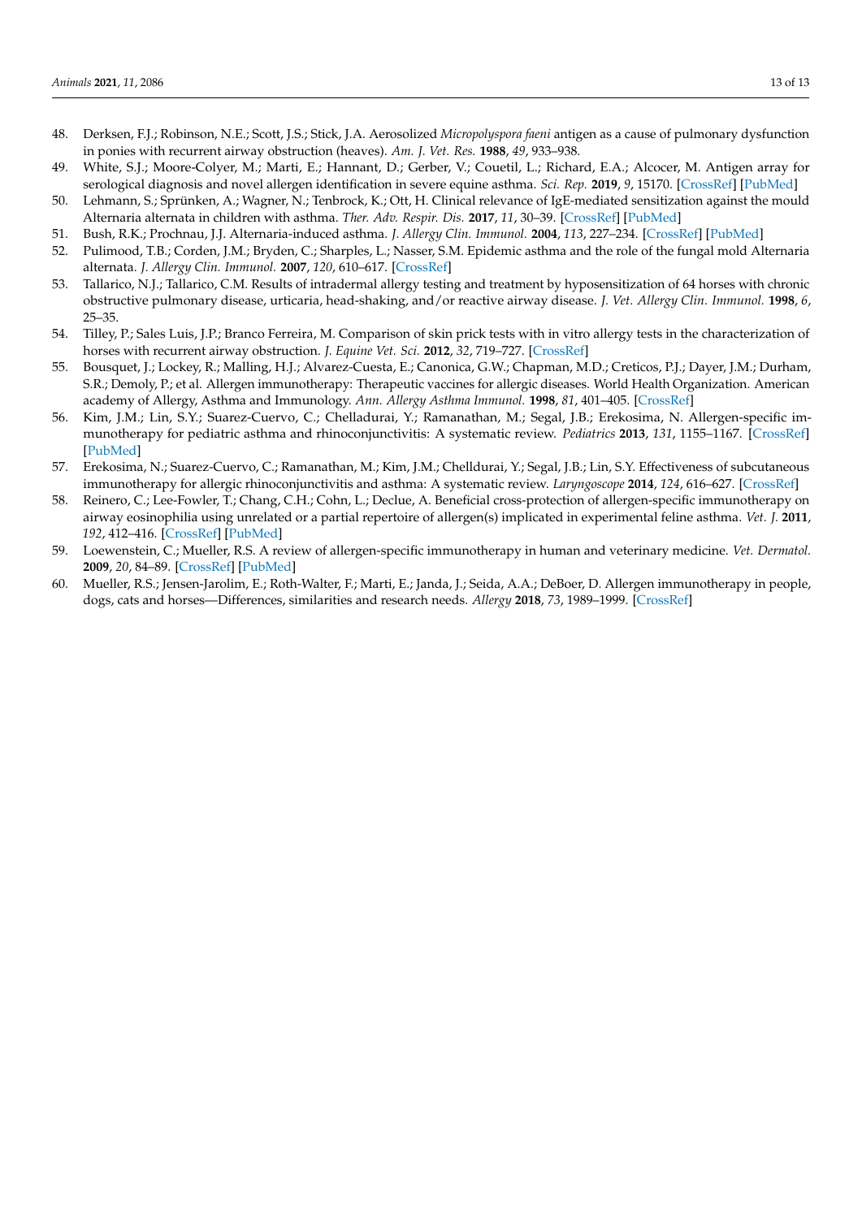48. Derksen, F.J.; Robinson, N.E.; Scott, J.S.; Stick, J.A. Aerosolized *Micropolyspora faeni* antigen as a cause of pulmonary dysfunction in ponies with recurrent airway obstruction (heaves). *Am. J. Vet. Res.* **1988**, *49*, 933–938.
49. White, S.J.; Moore-Colyer, M.; Marti, E.; Hannant, D.; Gerber, V.; Couetil, L.; Richard, E.A.; Alcocer, M. Antigen array for serological diagnosis and novel allergen identification in severe equine asthma. *Sci. Rep.* **2019**, *9*, 15170. [CrossRef] [PubMed]
50. Lehmann, S.; Sprünken, A.; Wagner, N.; Tenbrock, K.; Ott, H. Clinical relevance of IgE-mediated sensitization against the mould Alternaria alternata in children with asthma. *Ther. Adv. Respir. Dis.* **2017**, *11*, 30–39. [CrossRef] [PubMed]
51. Bush, R.K.; Prochnau, J.J. Alternaria-induced asthma. *J. Allergy Clin. Immunol.* **2004**, *113*, 227–234. [CrossRef] [PubMed]
52. Pulimood, T.B.; Corden, J.M.; Bryden, C.; Sharples, L.; Nasser, S.M. Epidemic asthma and the role of the fungal mold Alternaria alternata. *J. Allergy Clin. Immunol.* **2007**, *120*, 610–617. [CrossRef]
53. Tallarico, N.J.; Tallarico, C.M. Results of intradermal allergy testing and treatment by hyposensitization of 64 horses with chronic obstructive pulmonary disease, urticaria, head-shaking, and/or reactive airway disease. *J. Vet. Allergy Clin. Immunol.* **1998**, *6*, 25–35.
54. Tilley, P.; Sales Luis, J.P.; Branco Ferreira, M. Comparison of skin prick tests with in vitro allergy tests in the characterization of horses with recurrent airway obstruction. *J. Equine Vet. Sci.* **2012**, *32*, 719–727. [CrossRef]
55. Bousquet, J.; Lockey, R.; Malling, H.J.; Alvarez-Cuesta, E.; Canonica, G.W.; Chapman, M.D.; Creticos, P.J.; Dayer, J.M.; Durham, S.R.; Demoly, P.; et al. Allergen immunotherapy: Therapeutic vaccines for allergic diseases. World Health Organization. American academy of Allergy, Asthma and Immunology. *Ann. Allergy Asthma Immunol.* **1998**, *81*, 401–405. [CrossRef]
56. Kim, J.M.; Lin, S.Y.; Suarez-Cuervo, C.; Chelladurai, Y.; Ramanathan, M.; Segal, J.B.; Erekosima, N. Allergen-specific immunotherapy for pediatric asthma and rhinoconjunctivitis: A systematic review. *Pediatrics* **2013**, *131*, 1155–1167. [CrossRef] [PubMed]
57. Erekosima, N.; Suarez-Cuervo, C.; Ramanathan, M.; Kim, J.M.; Chelldurai, Y.; Segal, J.B.; Lin, S.Y. Effectiveness of subcutaneous immunotherapy for allergic rhinoconjunctivitis and asthma: A systematic review. *Laryngoscope* **2014**, *124*, 616–627. [CrossRef]
58. Reinero, C.; Lee-Fowler, T.; Chang, C.H.; Cohn, L.; Declue, A. Beneficial cross-protection of allergen-specific immunotherapy on airway eosinophilia using unrelated or a partial repertoire of allergen(s) implicated in experimental feline asthma. *Vet. J.* **2011**, *192*, 412–416. [CrossRef] [PubMed]
59. Loewenstein, C.; Mueller, R.S. A review of allergen-specific immunotherapy in human and veterinary medicine. *Vet. Dermatol.* **2009**, *20*, 84–89. [CrossRef] [PubMed]
60. Mueller, R.S.; Jensen-Jarolim, E.; Roth-Walter, F.; Marti, E.; Janda, J.; Seida, A.A.; DeBoer, D. Allergen immunotherapy in people, dogs, cats and horses—Differences, similarities and research needs. *Allergy* **2018**, *73*, 1989–1999. [CrossRef]